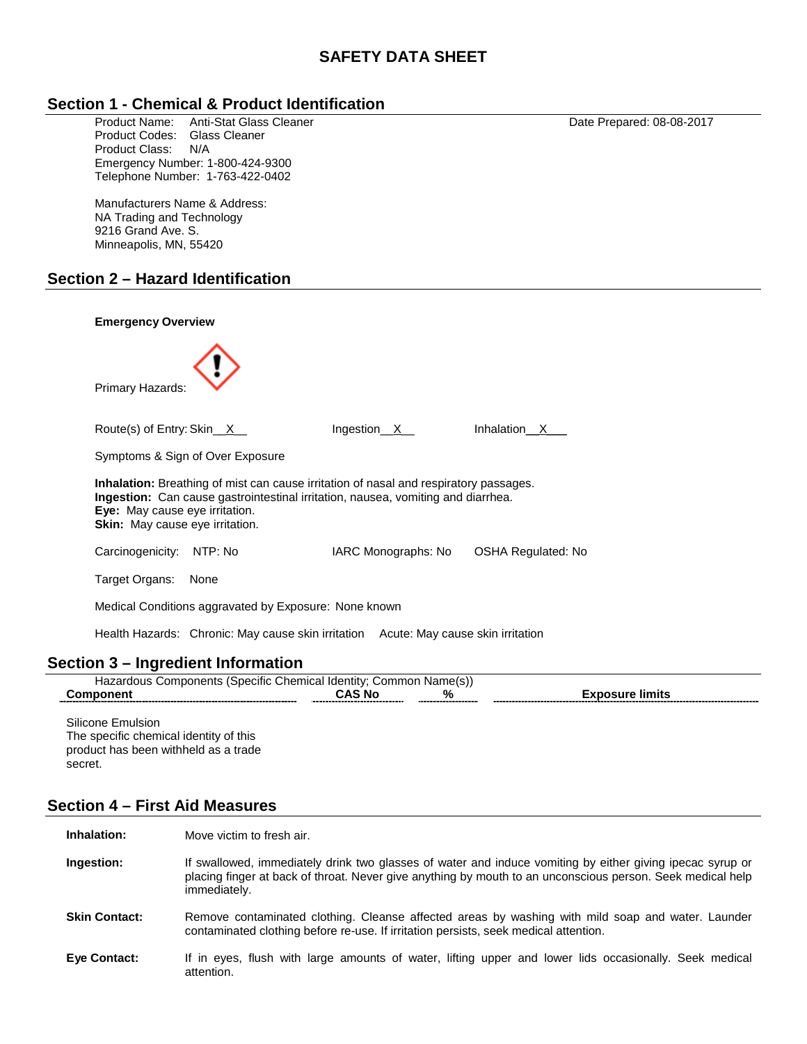# SAFETY DATA SHEET

## Section 1 - Chemical & Product Identification

Product Name: Anti-Stat Glass Cleaner

Date Prepared: 08-08-2017

Product Codes: Glass Cleaner

Product Class: N/A

Emergency Number: 1-800-424-9300

Telephone Number: 1-763-422-0402

Manufacturers Name & Address:
NA Trading and Technology
9216 Grand Ave. S.
Minneapolis, MN, 55420

## Section 2 – Hazard Identification

**Emergency Overview**

Primary Hazards:

Route(s) of Entry: Skin X    Ingestion X    Inhalation X

Symptoms & Sign of Over Exposure

**Inhalation:** Breathing of mist can cause irritation of nasal and respiratory passages.
**Ingestion:** Can cause gastrointestinal irritation, nausea, vomiting and diarrhea.
**Eye:** May cause eye irritation.
**Skin:** May cause eye irritation.

Carcinogenicity: NTP: No    IARC Monographs: No    OSHA Regulated: No

Target Organs: None

Medical Conditions aggravated by Exposure: None known

Health Hazards: Chronic: May cause skin irritation    Acute: May cause skin irritation

## Section 3 – Ingredient Information

Hazardous Components (Specific Chemical Identity; Common Name(s))

| Component | CAS No | % | Exposure limits |
|---|---|---|---|
| Silicone Emulsion<br>The specific chemical identity of this product has been withheld as a trade secret. | | | |

## Section 4 – First Aid Measures

**Inhalation:** Move victim to fresh air.

**Ingestion:** If swallowed, immediately drink two glasses of water and induce vomiting by either giving ipecac syrup or placing finger at back of throat. Never give anything by mouth to an unconscious person. Seek medical help immediately.

**Skin Contact:** Remove contaminated clothing. Cleanse affected areas by washing with mild soap and water. Launder contaminated clothing before re-use. If irritation persists, seek medical attention.

**Eye Contact:** If in eyes, flush with large amounts of water, lifting upper and lower lids occasionally. Seek medical attention.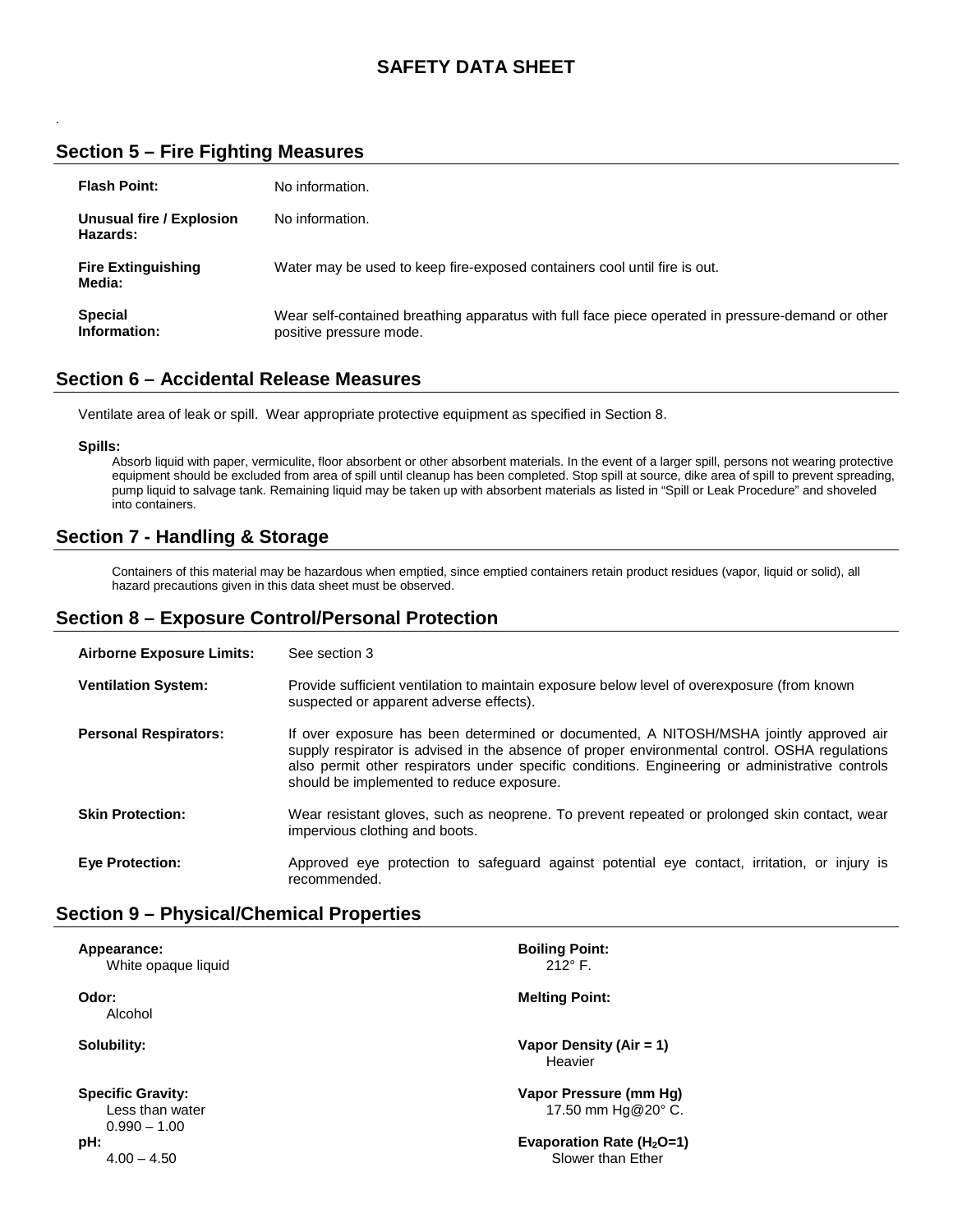## SAFETY DATA SHEET

### Section 5 – Fire Fighting Measures

| | |
|---|---|
| **Flash Point:** | No information. |
| **Unusual fire / Explosion Hazards:** | No information. |
| **Fire Extinguishing Media:** | Water may be used to keep fire-exposed containers cool until fire is out. |
| **Special Information:** | Wear self-contained breathing apparatus with full face piece operated in pressure-demand or other positive pressure mode. |

### Section 6 – Accidental Release Measures

Ventilate area of leak or spill. Wear appropriate protective equipment as specified in Section 8.

**Spills:**

Absorb liquid with paper, vermiculite, floor absorbent or other absorbent materials. In the event of a larger spill, persons not wearing protective equipment should be excluded from area of spill until cleanup has been completed. Stop spill at source, dike area of spill to prevent spreading, pump liquid to salvage tank. Remaining liquid may be taken up with absorbent materials as listed in "Spill or Leak Procedure" and shoveled into containers.

### Section 7 - Handling & Storage

Containers of this material may be hazardous when emptied, since emptied containers retain product residues (vapor, liquid or solid), all hazard precautions given in this data sheet must be observed.

### Section 8 – Exposure Control/Personal Protection

| | |
|---|---|
| **Airborne Exposure Limits:** | See section 3 |
| **Ventilation System:** | Provide sufficient ventilation to maintain exposure below level of overexposure (from known suspected or apparent adverse effects). |
| **Personal Respirators:** | If over exposure has been determined or documented, A NITOSH/MSHA jointly approved air supply respirator is advised in the absence of proper environmental control. OSHA regulations also permit other respirators under specific conditions. Engineering or administrative controls should be implemented to reduce exposure. |
| **Skin Protection:** | Wear resistant gloves, such as neoprene. To prevent repeated or prolonged skin contact, wear impervious clothing and boots. |
| **Eye Protection:** | Approved eye protection to safeguard against potential eye contact, irritation, or injury is recommended. |

### Section 9 – Physical/Chemical Properties

**Appearance:**
White opaque liquid

**Odor:**
Alcohol

**Solubility:**

**Specific Gravity:**
Less than water
0.990 – 1.00

**pH:**
4.00 – 4.50

**Boiling Point:**
212° F.

**Melting Point:**

**Vapor Density (Air = 1)**
Heavier

**Vapor Pressure (mm Hg)**
17.50 mm Hg@20° C.

**Evaporation Rate ($H_2O$=1)**
Slower than Ether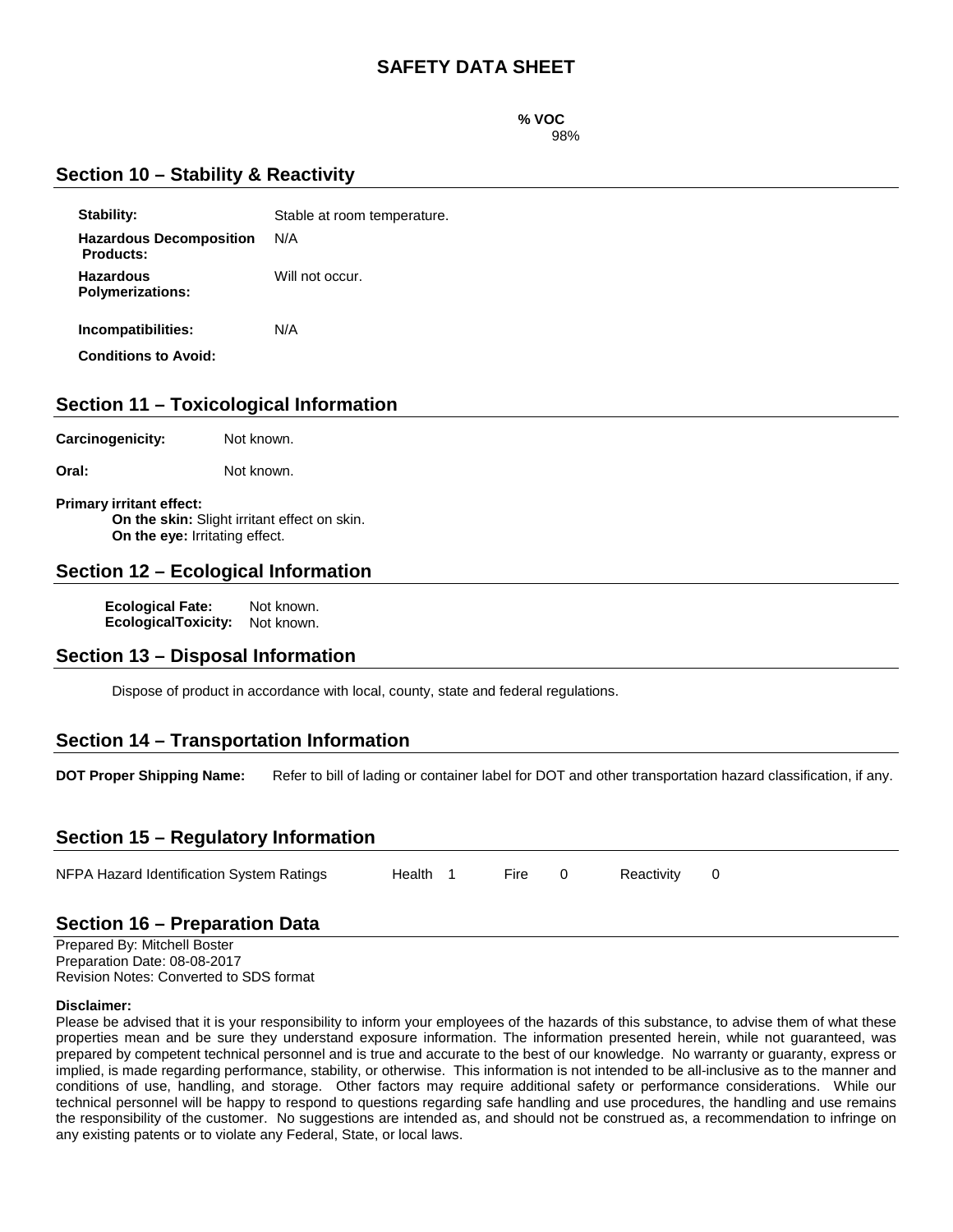# SAFETY DATA SHEET

**% VOC**
98%

## Section 10 – Stability & Reactivity

| | |
|---|---|
| **Stability:** | Stable at room temperature. |
| **Hazardous Decomposition Products:** | N/A |
| **Hazardous Polymerizations:** | Will not occur. |
| **Incompatibilities:** | N/A |
| **Conditions to Avoid:** | |

## Section 11 – Toxicological Information

**Carcinogenicity:** Not known.

**Oral:** Not known.

**Primary irritant effect:**
**On the skin:** Slight irritant effect on skin.
**On the eye:** Irritating effect.

## Section 12 – Ecological Information

**Ecological Fate:** Not known.
**EcologicalToxicity:** Not known.

## Section 13 – Disposal Information

Dispose of product in accordance with local, county, state and federal regulations.

## Section 14 – Transportation Information

**DOT Proper Shipping Name:** Refer to bill of lading or container label for DOT and other transportation hazard classification, if any.

## Section 15 – Regulatory Information

| | | | | | | |
|---|---|---|---|---|---|---|
| NFPA Hazard Identification System Ratings | Health | 1 | Fire | 0 | Reactivity | 0 |

## Section 16 – Preparation Data

Prepared By: Mitchell Boster
Preparation Date: 08-08-2017
Revision Notes: Converted to SDS format

**Disclaimer:**
Please be advised that it is your responsibility to inform your employees of the hazards of this substance, to advise them of what these properties mean and be sure they understand exposure information. The information presented herein, while not guaranteed, was prepared by competent technical personnel and is true and accurate to the best of our knowledge. No warranty or guaranty, express or implied, is made regarding performance, stability, or otherwise. This information is not intended to be all-inclusive as to the manner and conditions of use, handling, and storage. Other factors may require additional safety or performance considerations. While our technical personnel will be happy to respond to questions regarding safe handling and use procedures, the handling and use remains the responsibility of the customer. No suggestions are intended as, and should not be construed as, a recommendation to infringe on any existing patents or to violate any Federal, State, or local laws.